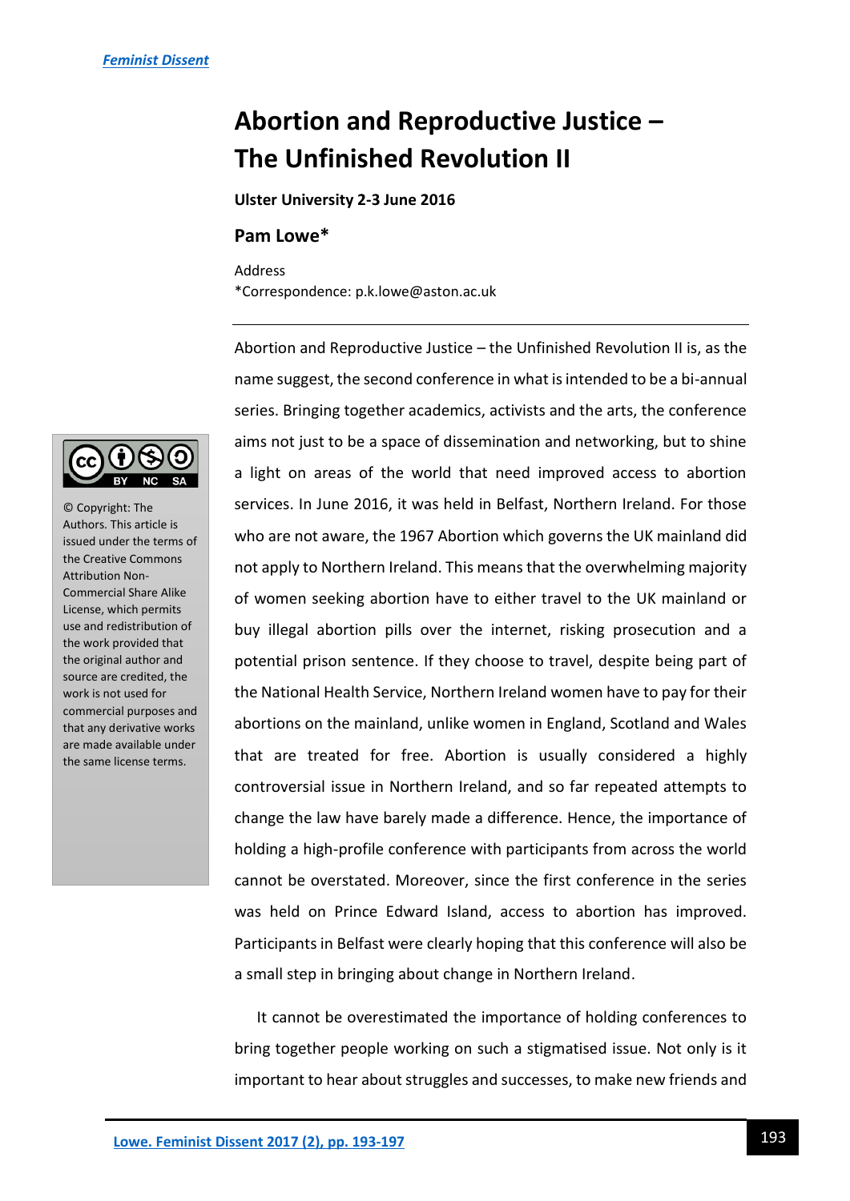*Feminist Dissent*

# Abortion and Reproductive Justice – The Unfinished Revolution II

**Ulster University 2-3 June 2016**

## Pam Lowe*

Address
*Correspondence: p.k.lowe@aston.ac.uk

© Copyright: The Authors. This article is issued under the terms of the Creative Commons Attribution Non-Commercial Share Alike License, which permits use and redistribution of the work provided that the original author and source are credited, the work is not used for commercial purposes and that any derivative works are made available under the same license terms.

Abortion and Reproductive Justice – the Unfinished Revolution II is, as the name suggest, the second conference in what is intended to be a bi-annual series. Bringing together academics, activists and the arts, the conference aims not just to be a space of dissemination and networking, but to shine a light on areas of the world that need improved access to abortion services. In June 2016, it was held in Belfast, Northern Ireland. For those who are not aware, the 1967 Abortion which governs the UK mainland did not apply to Northern Ireland. This means that the overwhelming majority of women seeking abortion have to either travel to the UK mainland or buy illegal abortion pills over the internet, risking prosecution and a potential prison sentence. If they choose to travel, despite being part of the National Health Service, Northern Ireland women have to pay for their abortions on the mainland, unlike women in England, Scotland and Wales that are treated for free. Abortion is usually considered a highly controversial issue in Northern Ireland, and so far repeated attempts to change the law have barely made a difference. Hence, the importance of holding a high-profile conference with participants from across the world cannot be overstated. Moreover, since the first conference in the series was held on Prince Edward Island, access to abortion has improved. Participants in Belfast were clearly hoping that this conference will also be a small step in bringing about change in Northern Ireland.

It cannot be overestimated the importance of holding conferences to bring together people working on such a stigmatised issue. Not only is it important to hear about struggles and successes, to make new friends and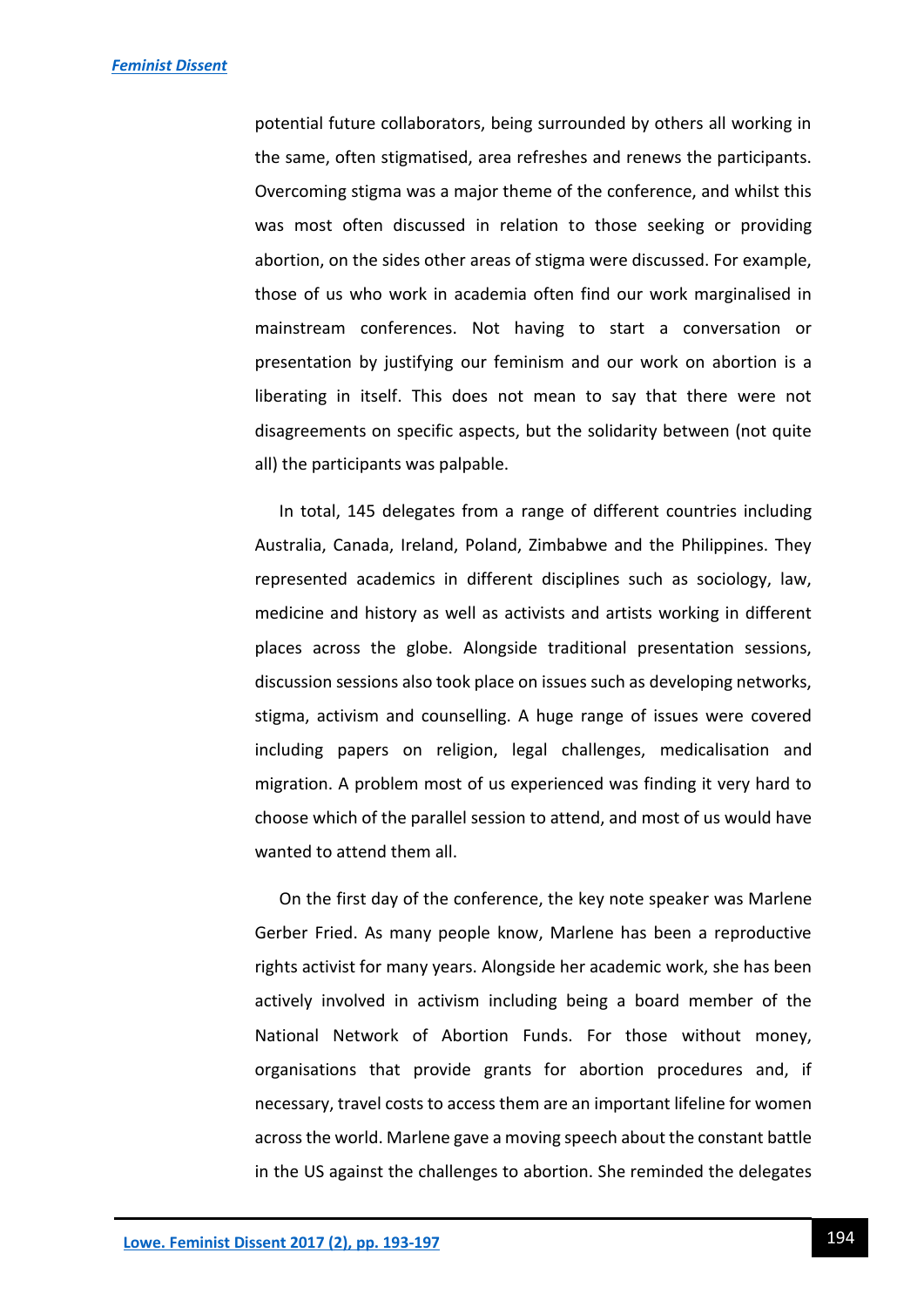potential future collaborators, being surrounded by others all working in the same, often stigmatised, area refreshes and renews the participants. Overcoming stigma was a major theme of the conference, and whilst this was most often discussed in relation to those seeking or providing abortion, on the sides other areas of stigma were discussed. For example, those of us who work in academia often find our work marginalised in mainstream conferences. Not having to start a conversation or presentation by justifying our feminism and our work on abortion is a liberating in itself. This does not mean to say that there were not disagreements on specific aspects, but the solidarity between (not quite all) the participants was palpable.

In total, 145 delegates from a range of different countries including Australia, Canada, Ireland, Poland, Zimbabwe and the Philippines. They represented academics in different disciplines such as sociology, law, medicine and history as well as activists and artists working in different places across the globe. Alongside traditional presentation sessions, discussion sessions also took place on issues such as developing networks, stigma, activism and counselling. A huge range of issues were covered including papers on religion, legal challenges, medicalisation and migration. A problem most of us experienced was finding it very hard to choose which of the parallel session to attend, and most of us would have wanted to attend them all.

On the first day of the conference, the key note speaker was Marlene Gerber Fried. As many people know, Marlene has been a reproductive rights activist for many years. Alongside her academic work, she has been actively involved in activism including being a board member of the National Network of Abortion Funds. For those without money, organisations that provide grants for abortion procedures and, if necessary, travel costs to access them are an important lifeline for women across the world. Marlene gave a moving speech about the constant battle in the US against the challenges to abortion. She reminded the delegates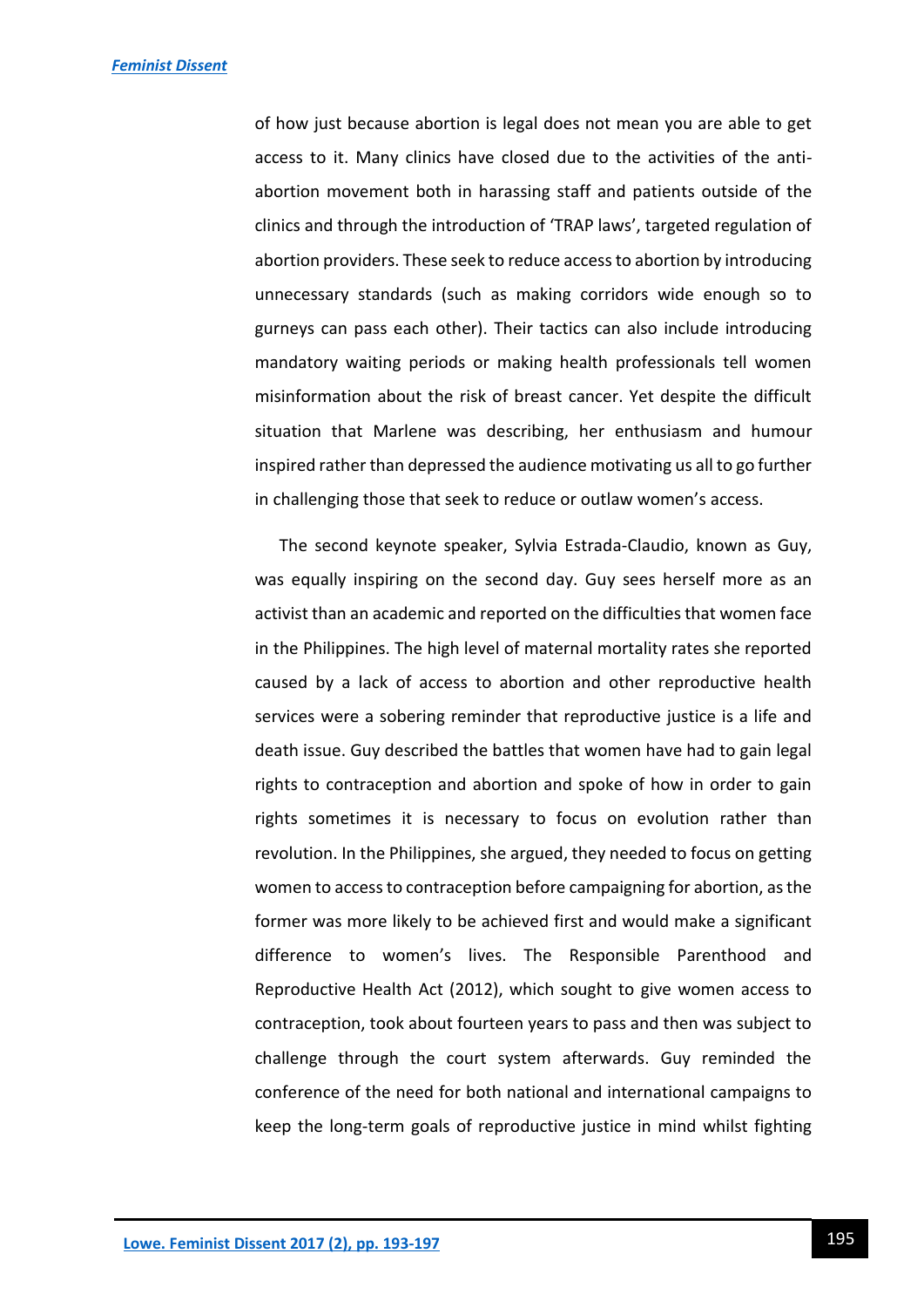of how just because abortion is legal does not mean you are able to get access to it. Many clinics have closed due to the activities of the anti-abortion movement both in harassing staff and patients outside of the clinics and through the introduction of 'TRAP laws', targeted regulation of abortion providers. These seek to reduce access to abortion by introducing unnecessary standards (such as making corridors wide enough so to gurneys can pass each other). Their tactics can also include introducing mandatory waiting periods or making health professionals tell women misinformation about the risk of breast cancer. Yet despite the difficult situation that Marlene was describing, her enthusiasm and humour inspired rather than depressed the audience motivating us all to go further in challenging those that seek to reduce or outlaw women's access.

The second keynote speaker, Sylvia Estrada-Claudio, known as Guy, was equally inspiring on the second day. Guy sees herself more as an activist than an academic and reported on the difficulties that women face in the Philippines. The high level of maternal mortality rates she reported caused by a lack of access to abortion and other reproductive health services were a sobering reminder that reproductive justice is a life and death issue. Guy described the battles that women have had to gain legal rights to contraception and abortion and spoke of how in order to gain rights sometimes it is necessary to focus on evolution rather than revolution. In the Philippines, she argued, they needed to focus on getting women to access to contraception before campaigning for abortion, as the former was more likely to be achieved first and would make a significant difference to women's lives. The Responsible Parenthood and Reproductive Health Act (2012), which sought to give women access to contraception, took about fourteen years to pass and then was subject to challenge through the court system afterwards. Guy reminded the conference of the need for both national and international campaigns to keep the long-term goals of reproductive justice in mind whilst fighting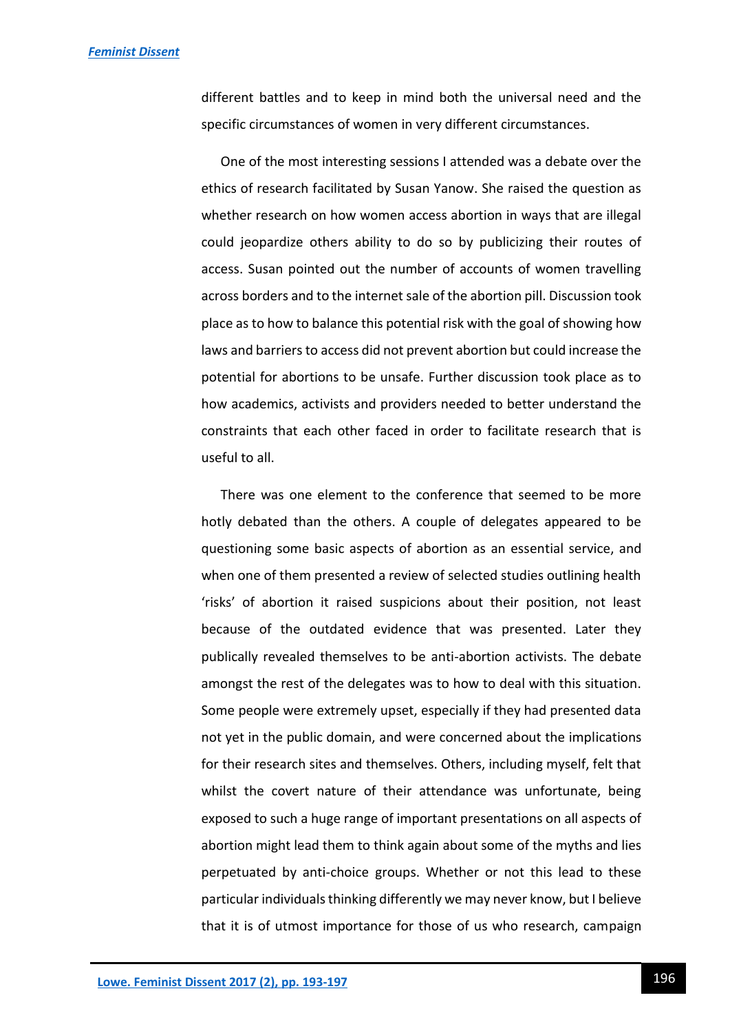different battles and to keep in mind both the universal need and the specific circumstances of women in very different circumstances.

One of the most interesting sessions I attended was a debate over the ethics of research facilitated by Susan Yanow. She raised the question as whether research on how women access abortion in ways that are illegal could jeopardize others ability to do so by publicizing their routes of access. Susan pointed out the number of accounts of women travelling across borders and to the internet sale of the abortion pill. Discussion took place as to how to balance this potential risk with the goal of showing how laws and barriers to access did not prevent abortion but could increase the potential for abortions to be unsafe. Further discussion took place as to how academics, activists and providers needed to better understand the constraints that each other faced in order to facilitate research that is useful to all.

There was one element to the conference that seemed to be more hotly debated than the others. A couple of delegates appeared to be questioning some basic aspects of abortion as an essential service, and when one of them presented a review of selected studies outlining health 'risks' of abortion it raised suspicions about their position, not least because of the outdated evidence that was presented. Later they publically revealed themselves to be anti-abortion activists. The debate amongst the rest of the delegates was to how to deal with this situation. Some people were extremely upset, especially if they had presented data not yet in the public domain, and were concerned about the implications for their research sites and themselves. Others, including myself, felt that whilst the covert nature of their attendance was unfortunate, being exposed to such a huge range of important presentations on all aspects of abortion might lead them to think again about some of the myths and lies perpetuated by anti-choice groups. Whether or not this lead to these particular individuals thinking differently we may never know, but I believe that it is of utmost importance for those of us who research, campaign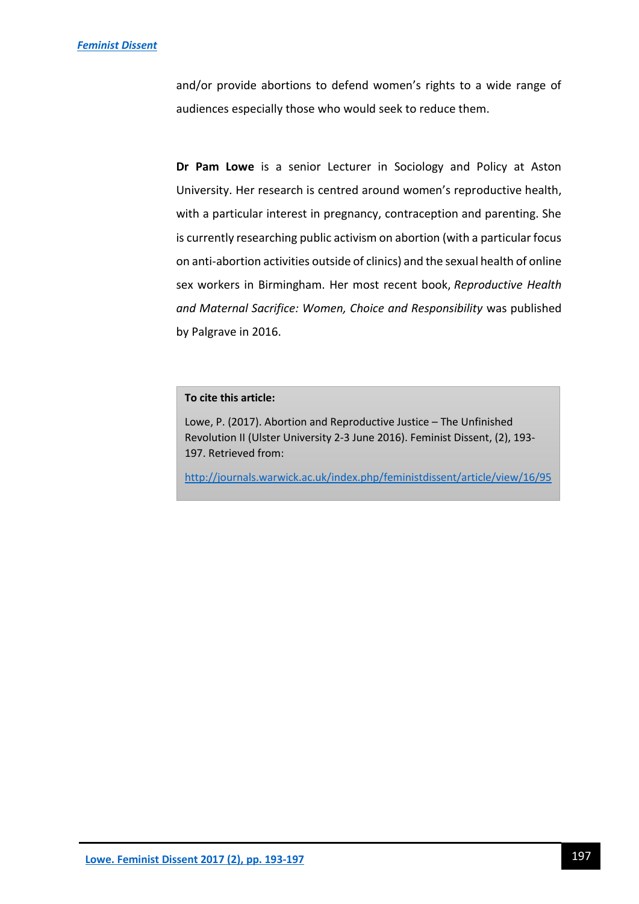and/or provide abortions to defend women's rights to a wide range of audiences especially those who would seek to reduce them.

**Dr Pam Lowe** is a senior Lecturer in Sociology and Policy at Aston University. Her research is centred around women's reproductive health, with a particular interest in pregnancy, contraception and parenting. She is currently researching public activism on abortion (with a particular focus on anti-abortion activities outside of clinics) and the sexual health of online sex workers in Birmingham. Her most recent book, *Reproductive Health and Maternal Sacrifice: Women, Choice and Responsibility* was published by Palgrave in 2016.

**To cite this article:**

Lowe, P. (2017). Abortion and Reproductive Justice – The Unfinished Revolution II (Ulster University 2-3 June 2016). Feminist Dissent, (2), 193-197. Retrieved from:

http://journals.warwick.ac.uk/index.php/feministdissent/article/view/16/95